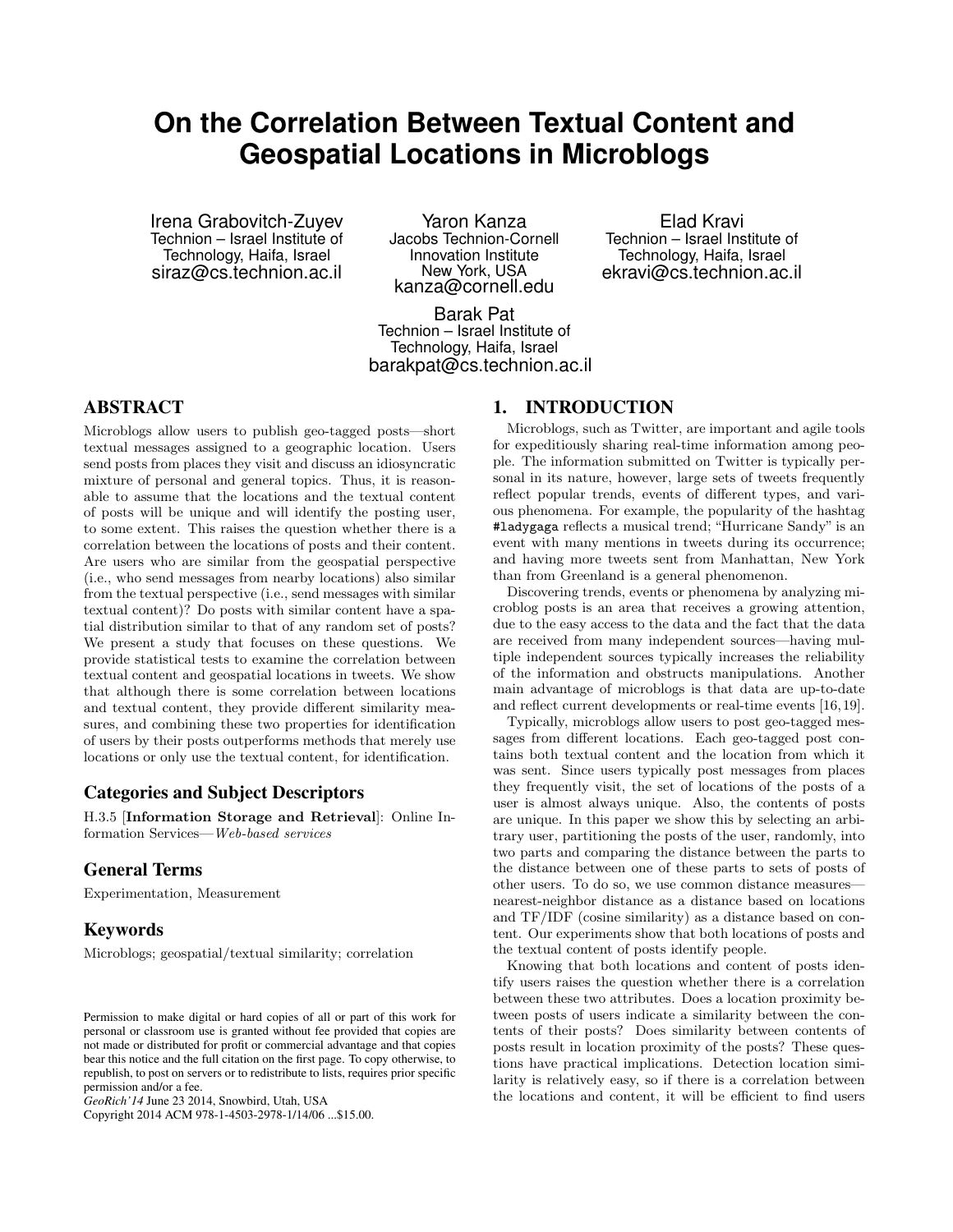# On the Correlation Between Textual Content and Geospatial Locations in Microblogs

Irena Grabovitch-Zuyev
Technion – Israel Institute of Technology, Haifa, Israel
siraz@cs.technion.ac.il

Yaron Kanza
Jacobs Technion-Cornell Innovation Institute
New York, USA
kanza@cornell.edu

Elad Kravi
Technion – Israel Institute of Technology, Haifa, Israel
ekravi@cs.technion.ac.il

Barak Pat
Technion – Israel Institute of Technology, Haifa, Israel
barakpat@cs.technion.ac.il

## ABSTRACT

Microblogs allow users to publish geo-tagged posts—short textual messages assigned to a geographic location. Users send posts from places they visit and discuss an idiosyncratic mixture of personal and general topics. Thus, it is reasonable to assume that the locations and the textual content of posts will be unique and will identify the posting user, to some extent. This raises the question whether there is a correlation between the locations of posts and their content. Are users who are similar from the geospatial perspective (i.e., who send messages from nearby locations) also similar from the textual perspective (i.e., send messages with similar textual content)? Do posts with similar content have a spatial distribution similar to that of any random set of posts? We present a study that focuses on these questions. We provide statistical tests to examine the correlation between textual content and geospatial locations in tweets. We show that although there is some correlation between locations and textual content, they provide different similarity measures, and combining these two properties for identification of users by their posts outperforms methods that merely use locations or only use the textual content, for identification.

### Categories and Subject Descriptors

H.3.5 [**Information Storage and Retrieval**]: Online Information Services—*Web-based services*

### General Terms

Experimentation, Measurement

### Keywords

Microblogs; geospatial/textual similarity; correlation

Permission to make digital or hard copies of all or part of this work for personal or classroom use is granted without fee provided that copies are not made or distributed for profit or commercial advantage and that copies bear this notice and the full citation on the first page. To copy otherwise, to republish, to post on servers or to redistribute to lists, requires prior specific permission and/or a fee.
*GeoRich'14* June 23 2014, Snowbird, Utah, USA
Copyright 2014 ACM 978-1-4503-2978-1/14/06 ...$15.00.

## 1. INTRODUCTION

Microblogs, such as Twitter, are important and agile tools for expeditiously sharing real-time information among people. The information submitted on Twitter is typically personal in its nature, however, large sets of tweets frequently reflect popular trends, events of different types, and various phenomena. For example, the popularity of the hashtag `#ladygaga` reflects a musical trend; "Hurricane Sandy" is an event with many mentions in tweets during its occurrence; and having more tweets sent from Manhattan, New York than from Greenland is a general phenomenon.

Discovering trends, events or phenomena by analyzing microblog posts is an area that receives a growing attention, due to the easy access to the data and the fact that the data are received from many independent sources—having multiple independent sources typically increases the reliability of the information and obstructs manipulations. Another main advantage of microblogs is that data are up-to-date and reflect current developments or real-time events [16,19].

Typically, microblogs allow users to post geo-tagged messages from different locations. Each geo-tagged post contains both textual content and the location from which it was sent. Since users typically post messages from places they frequently visit, the set of locations of the posts of a user is almost always unique. Also, the contents of posts are unique. In this paper we show this by selecting an arbitrary user, partitioning the posts of the user, randomly, into two parts and comparing the distance between the parts to the distance between one of these parts to sets of posts of other users. To do so, we use common distance measures—nearest-neighbor distance as a distance based on locations and TF/IDF (cosine similarity) as a distance based on content. Our experiments show that both locations of posts and the textual content of posts identify people.

Knowing that both locations and content of posts identify users raises the question whether there is a correlation between these two attributes. Does a location proximity between posts of users indicate a similarity between the contents of their posts? Does similarity between contents of posts result in location proximity of the posts? These questions have practical implications. Detection location similarity is relatively easy, so if there is a correlation between the locations and content, it will be efficient to find users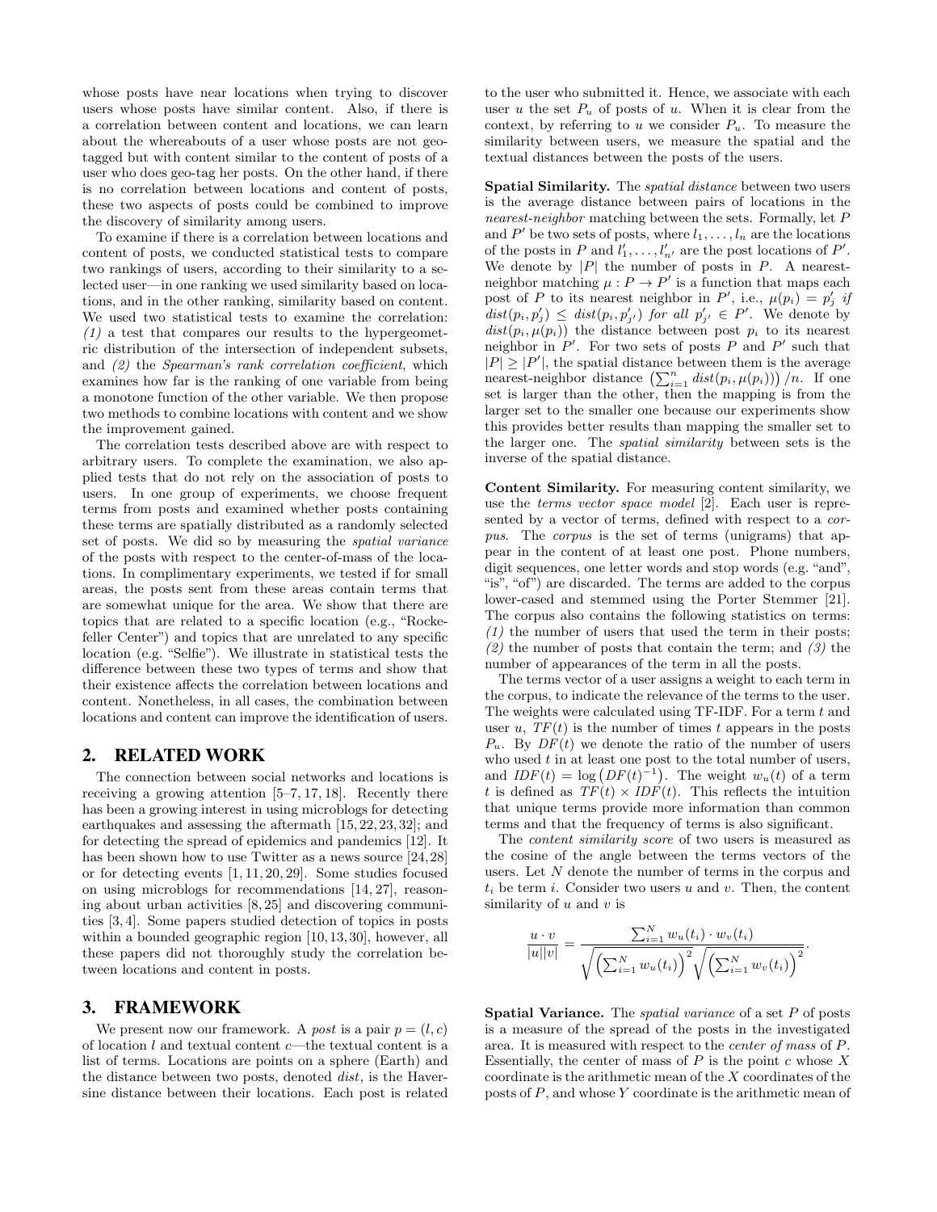whose posts have near locations when trying to discover users whose posts have similar content. Also, if there is a correlation between content and locations, we can learn about the whereabouts of a user whose posts are not geotagged but with content similar to the content of posts of a user who does geo-tag her posts. On the other hand, if there is no correlation between locations and content of posts, these two aspects of posts could be combined to improve the discovery of similarity among users.

To examine if there is a correlation between locations and content of posts, we conducted statistical tests to compare two rankings of users, according to their similarity to a selected user—in one ranking we used similarity based on locations, and in the other ranking, similarity based on content. We used two statistical tests to examine the correlation: *(1)* a test that compares our results to the hypergeometric distribution of the intersection of independent subsets, and *(2)* the *Spearman's rank correlation coefficient*, which examines how far is the ranking of one variable from being a monotone function of the other variable. We then propose two methods to combine locations with content and we show the improvement gained.

The correlation tests described above are with respect to arbitrary users. To complete the examination, we also applied tests that do not rely on the association of posts to users. In one group of experiments, we choose frequent terms from posts and examined whether posts containing these terms are spatially distributed as a randomly selected set of posts. We did so by measuring the *spatial variance* of the posts with respect to the center-of-mass of the locations. In complimentary experiments, we tested if for small areas, the posts sent from these areas contain terms that are somewhat unique for the area. We show that there are topics that are related to a specific location (e.g., "Rockefeller Center") and topics that are unrelated to any specific location (e.g. "Selfie"). We illustrate in statistical tests the difference between these two types of terms and show that their existence affects the correlation between locations and content. Nonetheless, in all cases, the combination between locations and content can improve the identification of users.

## 2. RELATED WORK

The connection between social networks and locations is receiving a growing attention [5–7, 17, 18]. Recently there has been a growing interest in using microblogs for detecting earthquakes and assessing the aftermath [15, 22, 23, 32]; and for detecting the spread of epidemics and pandemics [12]. It has been shown how to use Twitter as a news source [24, 28] or for detecting events [1, 11, 20, 29]. Some studies focused on using microblogs for recommendations [14, 27], reasoning about urban activities [8, 25] and discovering communities [3, 4]. Some papers studied detection of topics in posts within a bounded geographic region [10, 13, 30], however, all these papers did not thoroughly study the correlation between locations and content in posts.

## 3. FRAMEWORK

We present now our framework. A *post* is a pair $p = (l, c)$ of location $l$ and textual content $c$—the textual content is a list of terms. Locations are points on a sphere (Earth) and the distance between two posts, denoted *dist*, is the Haversine distance between their locations. Each post is related to the user who submitted it. Hence, we associate with each user $u$ the set $P_u$ of posts of $u$. When it is clear from the context, by referring to $u$ we consider $P_u$. To measure the similarity between users, we measure the spatial and the textual distances between the posts of the users.

**Spatial Similarity.** The *spatial distance* between two users is the average distance between pairs of locations in the *nearest-neighbor* matching between the sets. Formally, let $P$ and $P'$ be two sets of posts, where $l_1, \ldots, l_n$ are the locations of the posts in $P$ and $l'_1, \ldots, l'_{n'}$ are the post locations of $P'$. We denote by $|P|$ the number of posts in $P$. A nearest-neighbor matching $\mu : P \to P'$ is a function that maps each post of $P$ to its nearest neighbor in $P'$, i.e., $\mu(p_i) = p'_j$ *if* $dist(p_i, p'_j) \leq dist(p_i, p'_{j'})$ *for all* $p'_{j'} \in P'$. We denote by $dist(p_i, \mu(p_i))$ the distance between post $p_i$ to its nearest neighbor in $P'$. For two sets of posts $P$ and $P'$ such that $|P| \geq |P'|$, the spatial distance between them is the average nearest-neighbor distance $\left(\sum_{i=1}^{n} dist(p_i, \mu(p_i))\right)/n$. If one set is larger than the other, then the mapping is from the larger set to the smaller one because our experiments show this provides better results than mapping the smaller set to the larger one. The *spatial similarity* between sets is the inverse of the spatial distance.

**Content Similarity.** For measuring content similarity, we use the *terms vector space model* [2]. Each user is represented by a vector of terms, defined with respect to a *corpus*. The *corpus* is the set of terms (unigrams) that appear in the content of at least one post. Phone numbers, digit sequences, one letter words and stop words (e.g. "and", "is", "of") are discarded. The terms are added to the corpus lower-cased and stemmed using the Porter Stemmer [21]. The corpus also contains the following statistics on terms: *(1)* the number of users that used the term in their posts; *(2)* the number of posts that contain the term; and *(3)* the number of appearances of the term in all the posts.

The terms vector of a user assigns a weight to each term in the corpus, to indicate the relevance of the terms to the user. The weights were calculated using TF-IDF. For a term $t$ and user $u$, $TF(t)$ is the number of times $t$ appears in the posts $P_u$. By $DF(t)$ we denote the ratio of the number of users who used $t$ in at least one post to the total number of users, and $IDF(t) = \log\left(DF(t)^{-1}\right)$. The weight $w_u(t)$ of a term $t$ is defined as $TF(t) \times IDF(t)$. This reflects the intuition that unique terms provide more information than common terms and that the frequency of terms is also significant.

The *content similarity score* of two users is measured as the cosine of the angle between the terms vectors of the users. Let $N$ denote the number of terms in the corpus and $t_i$ be term $i$. Consider two users $u$ and $v$. Then, the content similarity of $u$ and $v$ is

$$\frac{u \cdot v}{|u||v|} = \frac{\sum_{i=1}^{N} w_u(t_i) \cdot w_v(t_i)}{\sqrt{\left(\sum_{i=1}^{N} w_u(t_i)\right)^2}\sqrt{\left(\sum_{i=1}^{N} w_v(t_i)\right)^2}}.$$

**Spatial Variance.** The *spatial variance* of a set $P$ of posts is a measure of the spread of the posts in the investigated area. It is measured with respect to the *center of mass* of $P$. Essentially, the center of mass of $P$ is the point $c$ whose $X$ coordinate is the arithmetic mean of the $X$ coordinates of the posts of $P$, and whose $Y$ coordinate is the arithmetic mean of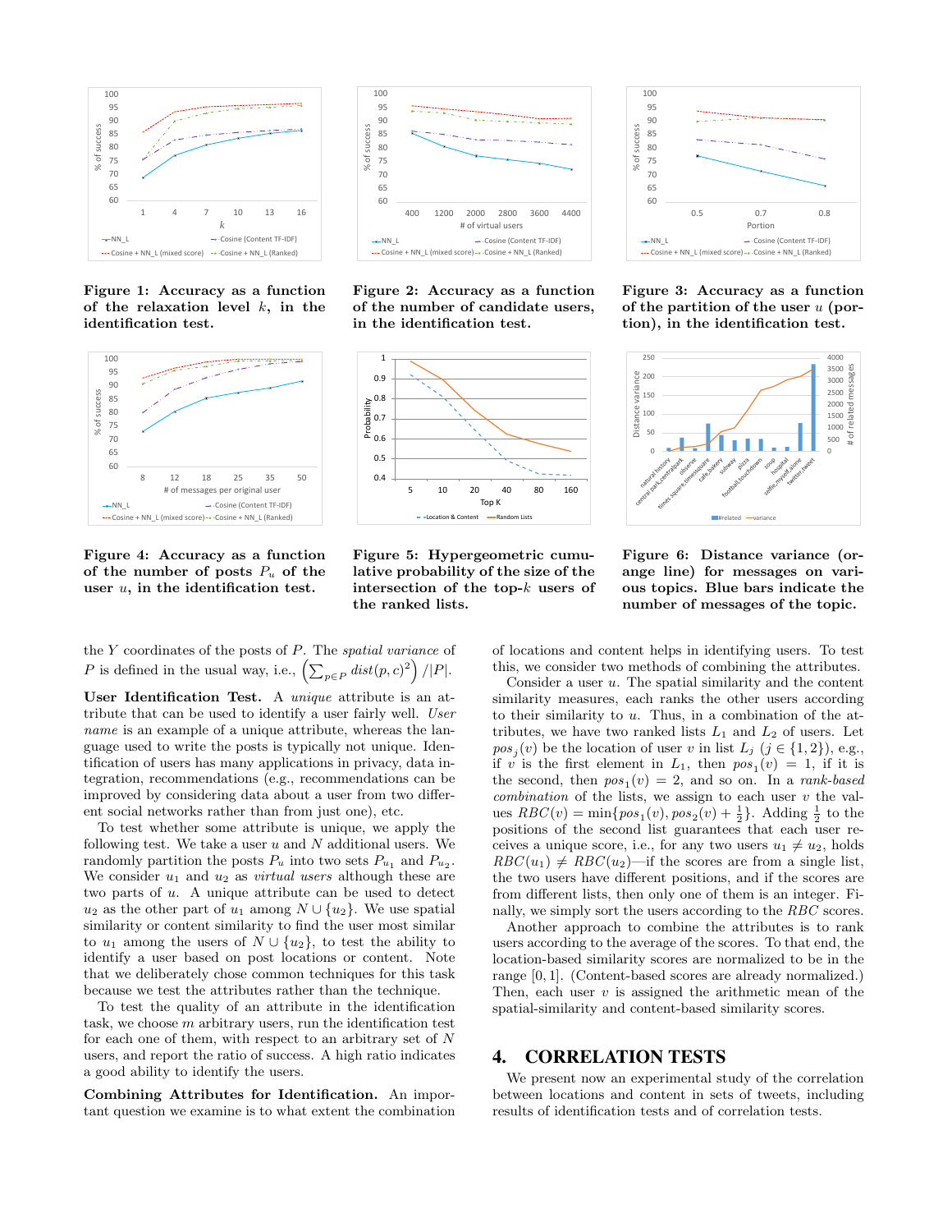Figure 1: Accuracy as a function of the relaxation level $k$, in the identification test.

Figure 2: Accuracy as a function of the number of candidate users, in the identification test.

Figure 3: Accuracy as a function of the partition of the user $u$ (portion), in the identification test.

Figure 4: Accuracy as a function of the number of posts $P_u$ of the user $u$, in the identification test.

Figure 5: Hypergeometric cumulative probability of the size of the intersection of the top-$k$ users of the ranked lists.

Figure 6: Distance variance (orange line) for messages on various topics. Blue bars indicate the number of messages of the topic.

the $Y$ coordinates of the posts of $P$. The *spatial variance* of $P$ is defined in the usual way, i.e., $\left(\sum_{p \in P} dist(p, c)^2\right) / |P|$.

**User Identification Test.** A *unique* attribute is an attribute that can be used to identify a user fairly well. *User name* is an example of a unique attribute, whereas the language used to write the posts is typically not unique. Identification of users has many applications in privacy, data integration, recommendations (e.g., recommendations can be improved by considering data about a user from two different social networks rather than from just one), etc.

To test whether some attribute is unique, we apply the following test. We take a user $u$ and $N$ additional users. We randomly partition the posts $P_u$ into two sets $P_{u_1}$ and $P_{u_2}$. We consider $u_1$ and $u_2$ as *virtual users* although these are two parts of $u$. A unique attribute can be used to detect $u_2$ as the other part of $u_1$ among $N \cup \{u_2\}$. We use spatial similarity or content similarity to find the user most similar to $u_1$ among the users of $N \cup \{u_2\}$, to test the ability to identify a user based on post locations or content. Note that we deliberately chose common techniques for this task because we test the attributes rather than the technique.

To test the quality of an attribute in the identification task, we choose $m$ arbitrary users, run the identification test for each one of them, with respect to an arbitrary set of $N$ users, and report the ratio of success. A high ratio indicates a good ability to identify the users.

**Combining Attributes for Identification.** An important question we examine is to what extent the combination of locations and content helps in identifying users. To test this, we consider two methods of combining the attributes.

Consider a user $u$. The spatial similarity and the content similarity measures, each ranks the other users according to their similarity to $u$. Thus, in a combination of the attributes, we have two ranked lists $L_1$ and $L_2$ of users. Let $pos_j(v)$ be the location of user $v$ in list $L_j$ ($j \in \{1, 2\}$), e.g., if $v$ is the first element in $L_1$, then $pos_1(v) = 1$, if it is the second, then $pos_1(v) = 2$, and so on. In a *rank-based combination* of the lists, we assign to each user $v$ the values $RBC(v) = \min\{pos_1(v), pos_2(v) + \frac{1}{2}\}$. Adding $\frac{1}{2}$ to the positions of the second list guarantees that each user receives a unique score, i.e., for any two users $u_1 \neq u_2$, holds $RBC(u_1) \neq RBC(u_2)$—if the scores are from a single list, the two users have different positions, and if the scores are from different lists, then only one of them is an integer. Finally, we simply sort the users according to the $RBC$ scores.

Another approach to combine the attributes is to rank users according to the average of the scores. To that end, the location-based similarity scores are normalized to be in the range $[0, 1]$. (Content-based scores are already normalized.) Then, each user $v$ is assigned the arithmetic mean of the spatial-similarity and content-based similarity scores.

## 4. CORRELATION TESTS

We present now an experimental study of the correlation between locations and content in sets of tweets, including results of identification tests and of correlation tests.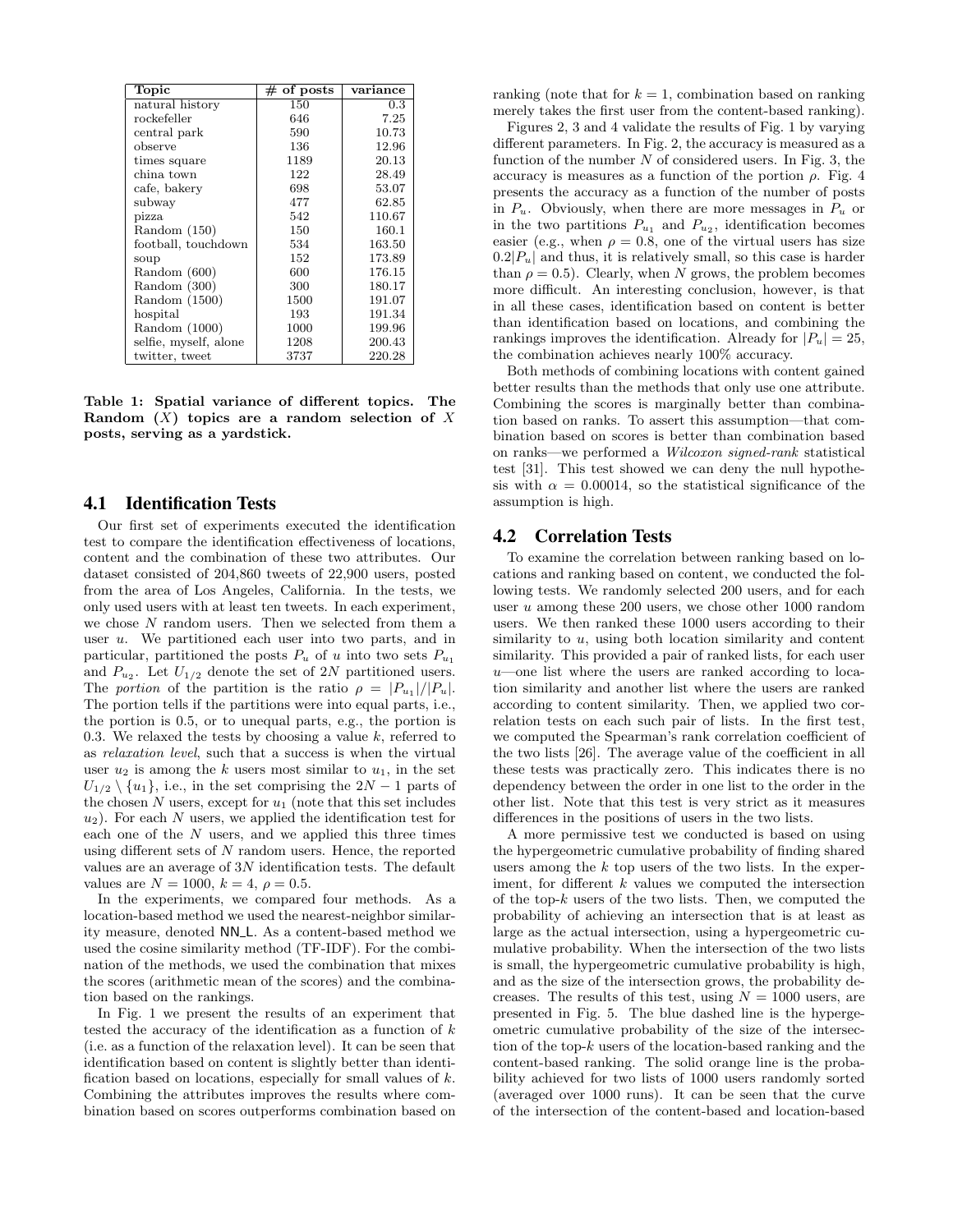| Topic | # of posts | variance |
|---|---|---|
| natural history | 150 | 0.3 |
| rockefeller | 646 | 7.25 |
| central park | 590 | 10.73 |
| observe | 136 | 12.96 |
| times square | 1189 | 20.13 |
| china town | 122 | 28.49 |
| cafe, bakery | 698 | 53.07 |
| subway | 477 | 62.85 |
| pizza | 542 | 110.67 |
| Random (150) | 150 | 160.1 |
| football, touchdown | 534 | 163.50 |
| soup | 152 | 173.89 |
| Random (600) | 600 | 176.15 |
| Random (300) | 300 | 180.17 |
| Random (1500) | 1500 | 191.07 |
| hospital | 193 | 191.34 |
| Random (1000) | 1000 | 199.96 |
| selfie, myself, alone | 1208 | 200.43 |
| twitter, tweet | 3737 | 220.28 |

**Table 1: Spatial variance of different topics. The Random (X) topics are a random selection of X posts, serving as a yardstick.**

## 4.1 Identification Tests

Our first set of experiments executed the identification test to compare the identification effectiveness of locations, content and the combination of these two attributes. Our dataset consisted of 204,860 tweets of 22,900 users, posted from the area of Los Angeles, California. In the tests, we only used users with at least ten tweets. In each experiment, we chose $N$ random users. Then we selected from them a user $u$. We partitioned each user into two parts, and in particular, partitioned the posts $P_u$ of $u$ into two sets $P_{u_1}$ and $P_{u_2}$. Let $U_{1/2}$ denote the set of $2N$ partitioned users. The *portion* of the partition is the ratio $\rho = |P_{u_1}|/|P_u|$. The portion tells if the partitions were into equal parts, i.e., the portion is 0.5, or to unequal parts, e.g., the portion is 0.3. We relaxed the tests by choosing a value $k$, referred to as *relaxation level*, such that a success is when the virtual user $u_2$ is among the $k$ users most similar to $u_1$, in the set $U_{1/2} \setminus \{u_1\}$, i.e., in the set comprising the $2N - 1$ parts of the chosen $N$ users, except for $u_1$ (note that this set includes $u_2$). For each $N$ users, we applied the identification test for each one of the $N$ users, and we applied this three times using different sets of $N$ random users. Hence, the reported values are an average of $3N$ identification tests. The default values are $N = 1000$, $k = 4$, $\rho = 0.5$.

In the experiments, we compared four methods. As a location-based method we used the nearest-neighbor similarity measure, denoted NN_L. As a content-based method we used the cosine similarity method (TF-IDF). For the combination of the methods, we used the combination that mixes the scores (arithmetic mean of the scores) and the combination based on the rankings.

In Fig. 1 we present the results of an experiment that tested the accuracy of the identification as a function of $k$ (i.e. as a function of the relaxation level). It can be seen that identification based on content is slightly better than identification based on locations, especially for small values of $k$. Combining the attributes improves the results where combination based on scores outperforms combination based on ranking (note that for $k = 1$, combination based on ranking merely takes the first user from the content-based ranking).

Figures 2, 3 and 4 validate the results of Fig. 1 by varying different parameters. In Fig. 2, the accuracy is measured as a function of the number $N$ of considered users. In Fig. 3, the accuracy is measures as a function of the portion $\rho$. Fig. 4 presents the accuracy as a function of the number of posts in $P_u$. Obviously, when there are more messages in $P_u$ or in the two partitions $P_{u_1}$ and $P_{u_2}$, identification becomes easier (e.g., when $\rho = 0.8$, one of the virtual users has size $0.2|P_u|$ and thus, it is relatively small, so this case is harder than $\rho = 0.5$). Clearly, when $N$ grows, the problem becomes more difficult. An interesting conclusion, however, is that in all these cases, identification based on content is better than identification based on locations, and combining the rankings improves the identification. Already for $|P_u| = 25$, the combination achieves nearly 100% accuracy.

Both methods of combining locations with content gained better results than the methods that only use one attribute. Combining the scores is marginally better than combination based on ranks. To assert this assumption—that combination based on scores is better than combination based on ranks—we performed a *Wilcoxon signed-rank* statistical test [31]. This test showed we can deny the null hypothesis with $\alpha = 0.00014$, so the statistical significance of the assumption is high.

## 4.2 Correlation Tests

To examine the correlation between ranking based on locations and ranking based on content, we conducted the following tests. We randomly selected 200 users, and for each user $u$ among these 200 users, we chose other 1000 random users. We then ranked these 1000 users according to their similarity to $u$, using both location similarity and content similarity. This provided a pair of ranked lists, for each user $u$—one list where the users are ranked according to location similarity and another list where the users are ranked according to content similarity. Then, we applied two correlation tests on each such pair of lists. In the first test, we computed the Spearman's rank correlation coefficient of the two lists [26]. The average value of the coefficient in all these tests was practically zero. This indicates there is no dependency between the order in one list to the order in the other list. Note that this test is very strict as it measures differences in the positions of users in the two lists.

A more permissive test we conducted is based on using the hypergeometric cumulative probability of finding shared users among the $k$ top users of the two lists. In the experiment, for different $k$ values we computed the intersection of the top-$k$ users of the two lists. Then, we computed the probability of achieving an intersection that is at least as large as the actual intersection, using a hypergeometric cumulative probability. When the intersection of the two lists is small, the hypergeometric cumulative probability is high, and as the size of the intersection grows, the probability decreases. The results of this test, using $N = 1000$ users, are presented in Fig. 5. The blue dashed line is the hypergeometric cumulative probability of the size of the intersection of the top-$k$ users of the location-based ranking and the content-based ranking. The solid orange line is the probability achieved for two lists of 1000 users randomly sorted (averaged over 1000 runs). It can be seen that the curve of the intersection of the content-based and location-based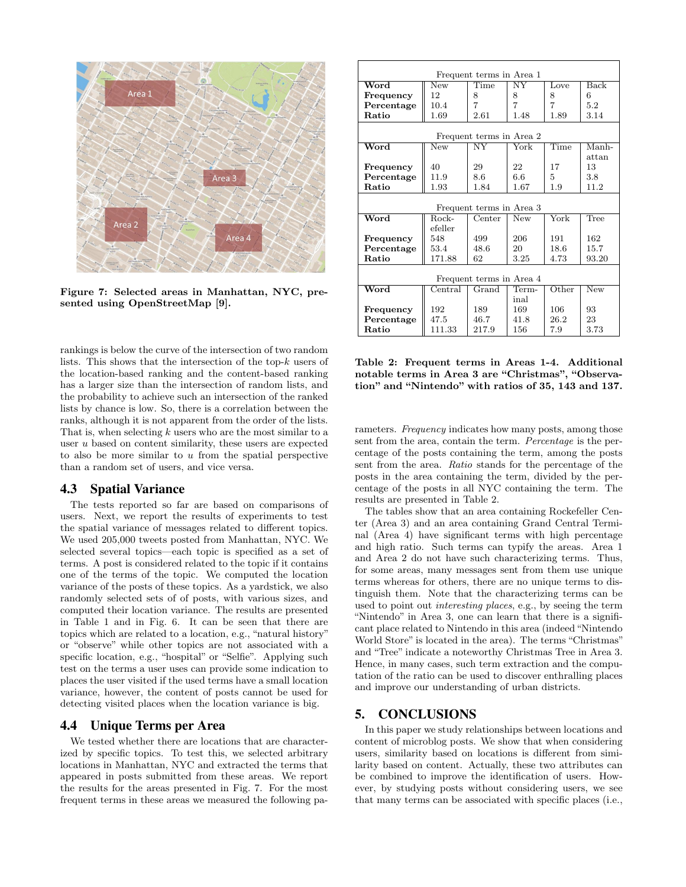Area 1

Area 3

Area 2

Area 4

**Figure 7: Selected areas in Manhattan, NYC, presented using OpenStreetMap [9].**

rankings is below the curve of the intersection of two random lists. This shows that the intersection of the top-$k$ users of the location-based ranking and the content-based ranking has a larger size than the intersection of random lists, and the probability to achieve such an intersection of the ranked lists by chance is low. So, there is a correlation between the ranks, although it is not apparent from the order of the lists. That is, when selecting $k$ users who are the most similar to a user $u$ based on content similarity, these users are expected to also be more similar to $u$ from the spatial perspective than a random set of users, and vice versa.

## 4.3 Spatial Variance

The tests reported so far are based on comparisons of users. Next, we report the results of experiments to test the spatial variance of messages related to different topics. We used 205,000 tweets posted from Manhattan, NYC. We selected several topics—each topic is specified as a set of terms. A post is considered related to the topic if it contains one of the terms of the topic. We computed the location variance of the posts of these topics. As a yardstick, we also randomly selected sets of of posts, with various sizes, and computed their location variance. The results are presented in Table 1 and in Fig. 6. It can be seen that there are topics which are related to a location, e.g., "natural history" or "observe" while other topics are not associated with a specific location, e.g., "hospital" or "Selfie". Applying such test on the terms a user uses can provide some indication to places the user visited if the used terms have a small location variance, however, the content of posts cannot be used for detecting visited places when the location variance is big.

## 4.4 Unique Terms per Area

We tested whether there are locations that are characterized by specific topics. To test this, we selected arbitrary locations in Manhattan, NYC and extracted the terms that appeared in posts submitted from these areas. We report the results for the areas presented in Fig. 7. For the most frequent terms in these areas we measured the following parameters. *Frequency* indicates how many posts, among those sent from the area, contain the term. *Percentage* is the percentage of the posts containing the term, among the posts sent from the area. *Ratio* stands for the percentage of the posts in the area containing the term, divided by the percentage of the posts in all NYC containing the term. The results are presented in Table 2.

| Frequent terms in Area 1 | | | | | |
|---|---|---|---|---|---|
| **Word** | New | Time | NY | Love | Back |
| **Frequency** | 12 | 8 | 8 | 8 | 6 |
| **Percentage** | 10.4 | 7 | 7 | 7 | 5.2 |
| **Ratio** | 1.69 | 2.61 | 1.48 | 1.89 | 3.14 |
| **Frequent terms in Area 2** | | | | | |
| **Word** | New | NY | York | Time | Manhattan |
| **Frequency** | 40 | 29 | 22 | 17 | 13 |
| **Percentage** | 11.9 | 8.6 | 6.6 | 5 | 3.8 |
| **Ratio** | 1.93 | 1.84 | 1.67 | 1.9 | 11.2 |
| **Frequent terms in Area 3** | | | | | |
| **Word** | Rockefeller | Center | New | York | Tree |
| **Frequency** | 548 | 499 | 206 | 191 | 162 |
| **Percentage** | 53.4 | 48.6 | 20 | 18.6 | 15.7 |
| **Ratio** | 171.88 | 62 | 3.25 | 4.73 | 93.20 |
| **Frequent terms in Area 4** | | | | | |
| **Word** | Central | Grand | Terminal | Other | New |
| **Frequency** | 192 | 189 | 169 | 106 | 93 |
| **Percentage** | 47.5 | 46.7 | 41.8 | 26.2 | 23 |
| **Ratio** | 111.33 | 217.9 | 156 | 7.9 | 3.73 |

**Table 2: Frequent terms in Areas 1-4. Additional notable terms in Area 3 are "Christmas", "Observation" and "Nintendo" with ratios of 35, 143 and 137.**

The tables show that an area containing Rockefeller Center (Area 3) and an area containing Grand Central Terminal (Area 4) have significant terms with high percentage and high ratio. Such terms can typify the areas. Area 1 and Area 2 do not have such characterizing terms. Thus, for some areas, many messages sent from them use unique terms whereas for others, there are no unique terms to distinguish them. Note that the characterizing terms can be used to point out *interesting places*, e.g., by seeing the term "Nintendo" in Area 3, one can learn that there is a significant place related to Nintendo in this area (indeed "Nintendo World Store" is located in the area). The terms "Christmas" and "Tree" indicate a noteworthy Christmas Tree in Area 3. Hence, in many cases, such term extraction and the computation of the ratio can be used to discover enthralling places and improve our understanding of urban districts.

# 5. CONCLUSIONS

In this paper we study relationships between locations and content of microblog posts. We show that when considering users, similarity based on locations is different from similarity based on content. Actually, these two attributes can be combined to improve the identification of users. However, by studying posts without considering users, we see that many terms can be associated with specific places (i.e.,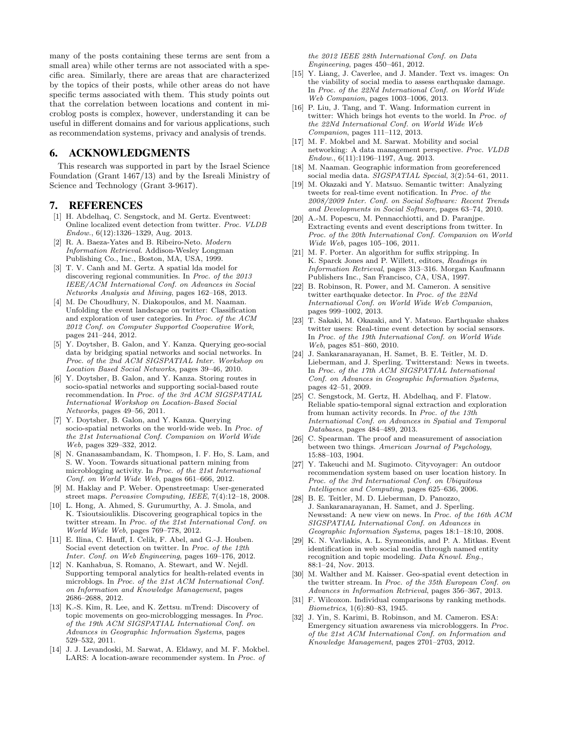many of the posts containing these terms are sent from a small area) while other terms are not associated with a specific area. Similarly, there are areas that are characterized by the topics of their posts, while other areas do not have specific terms associated with them. This study points out that the correlation between locations and content in microblog posts is complex, however, understanding it can be useful in different domains and for various applications, such as recommendation systems, privacy and analysis of trends.

## 6. ACKNOWLEDGMENTS

This research was supported in part by the Israel Science Foundation (Grant 1467/13) and by the Isreali Ministry of Science and Technology (Grant 3-9617).

## 7. REFERENCES

[1] H. Abdelhaq, C. Sengstock, and M. Gertz. Eventweet: Online localized event detection from twitter. *Proc. VLDB Endow.*, 6(12):1326–1329, Aug. 2013.

[2] R. A. Baeza-Yates and B. Ribeiro-Neto. *Modern Information Retrieval*. Addison-Wesley Longman Publishing Co., Inc., Boston, MA, USA, 1999.

[3] T. V. Canh and M. Gertz. A spatial lda model for discovering regional communities. In *Proc. of the 2013 IEEE/ACM International Conf. on Advances in Social Networks Analysis and Mining*, pages 162–168, 2013.

[4] M. De Choudhury, N. Diakopoulos, and M. Naaman. Unfolding the event landscape on twitter: Classification and exploration of user categories. In *Proc. of the ACM 2012 Conf. on Computer Supported Cooperative Work*, pages 241–244, 2012.

[5] Y. Doytsher, B. Galon, and Y. Kanza. Querying geo-social data by bridging spatial networks and social networks. In *Proc. of the 2nd ACM SIGSPATIAL Inter. Workshop on Location Based Social Networks*, pages 39–46, 2010.

[6] Y. Doytsher, B. Galon, and Y. Kanza. Storing routes in socio-spatial networks and supporting social-based route recommendation. In *Proc. of the 3rd ACM SIGSPATIAL International Workshop on Location-Based Social Networks*, pages 49–56, 2011.

[7] Y. Doytsher, B. Galon, and Y. Kanza. Querying socio-spatial networks on the world-wide web. In *Proc. of the 21st International Conf. Companion on World Wide Web*, pages 329–332, 2012.

[8] N. Gnanasambandam, K. Thompson, I. F. Ho, S. Lam, and S. W. Yoon. Towards situational pattern mining from microblogging activity. In *Proc. of the 21st International Conf. on World Wide Web*, pages 661–666, 2012.

[9] M. Haklay and P. Weber. Openstreetmap: User-generated street maps. *Pervasive Computing, IEEE*, 7(4):12–18, 2008.

[10] L. Hong, A. Ahmed, S. Gurumurthy, A. J. Smola, and K. Tsioutsiouliklis. Discovering geographical topics in the twitter stream. In *Proc. of the 21st International Conf. on World Wide Web*, pages 769–778, 2012.

[11] E. Ilina, C. Hauff, I. Celik, F. Abel, and G.-J. Houben. Social event detection on twitter. In *Proc. of the 12th Inter. Conf. on Web Engineering*, pages 169–176, 2012.

[12] N. Kanhabua, S. Romano, A. Stewart, and W. Nejdl. Supporting temporal analytics for health-related events in microblogs. In *Proc. of the 21st ACM International Conf. on Information and Knowledge Management*, pages 2686–2688, 2012.

[13] K.-S. Kim, R. Lee, and K. Zettsu. mTrend: Discovery of topic movements on geo-microblogging messages. In *Proc. of the 19th ACM SIGSPATIAL International Conf. on Advances in Geographic Information Systems*, pages 529–532, 2011.

[14] J. J. Levandoski, M. Sarwat, A. Eldawy, and M. F. Mokbel. LARS: A location-aware recommender system. In *Proc. of the 2012 IEEE 28th International Conf. on Data Engineering*, pages 450–461, 2012.

[15] Y. Liang, J. Caverlee, and J. Mander. Text vs. images: On the viability of social media to assess earthquake damage. In *Proc. of the 22Nd International Conf. on World Wide Web Companion*, pages 1003–1006, 2013.

[16] P. Liu, J. Tang, and T. Wang. Information current in twitter: Which brings hot events to the world. In *Proc. of the 22Nd International Conf. on World Wide Web Companion*, pages 111–112, 2013.

[17] M. F. Mokbel and M. Sarwat. Mobility and social networking: A data management perspective. *Proc. VLDB Endow.*, 6(11):1196–1197, Aug. 2013.

[18] M. Naaman. Geographic information from georeferenced social media data. *SIGSPATIAL Special*, 3(2):54–61, 2011.

[19] M. Okazaki and Y. Matsuo. Semantic twitter: Analyzing tweets for real-time event notification. In *Proc. of the 2008/2009 Inter. Conf. on Social Software: Recent Trends and Developments in Social Software*, pages 63–74, 2010.

[20] A.-M. Popescu, M. Pennacchiotti, and D. Paranjpe. Extracting events and event descriptions from twitter. In *Proc. of the 20th International Conf. Companion on World Wide Web*, pages 105–106, 2011.

[21] M. F. Porter. An algorithm for suffix stripping. In K. Sparck Jones and P. Willett, editors, *Readings in Information Retrieval*, pages 313–316. Morgan Kaufmann Publishers Inc., San Francisco, CA, USA, 1997.

[22] B. Robinson, R. Power, and M. Cameron. A sensitive twitter earthquake detector. In *Proc. of the 22Nd International Conf. on World Wide Web Companion*, pages 999–1002, 2013.

[23] T. Sakaki, M. Okazaki, and Y. Matsuo. Earthquake shakes twitter users: Real-time event detection by social sensors. In *Proc. of the 19th International Conf. on World Wide Web*, pages 851–860, 2010.

[24] J. Sankaranarayanan, H. Samet, B. E. Teitler, M. D. Lieberman, and J. Sperling. Twitterstand: News in tweets. In *Proc. of the 17th ACM SIGSPATIAL International Conf. on Advances in Geographic Information Systems*, pages 42–51, 2009.

[25] C. Sengstock, M. Gertz, H. Abdelhaq, and F. Flatow. Reliable spatio-temporal signal extraction and exploration from human activity records. In *Proc. of the 13th International Conf. on Advances in Spatial and Temporal Databases*, pages 484–489, 2013.

[26] C. Spearman. The proof and measurement of association between two things. *American Journal of Psychology*, 15:88–103, 1904.

[27] Y. Takeuchi and M. Sugimoto. Cityvoyager: An outdoor recommendation system based on user location history. In *Proc. of the 3rd International Conf. on Ubiquitous Intelligence and Computing*, pages 625–636, 2006.

[28] B. E. Teitler, M. D. Lieberman, D. Panozzo, J. Sankaranarayanan, H. Samet, and J. Sperling. Newsstand: A new view on news. In *Proc. of the 16th ACM SIGSPATIAL International Conf. on Advances in Geographic Information Systems*, pages 18:1–18:10, 2008.

[29] K. N. Vavliakis, A. L. Symeonidis, and P. A. Mitkas. Event identification in web social media through named entity recognition and topic modeling. *Data Knowl. Eng.*, 88:1–24, Nov. 2013.

[30] M. Walther and M. Kaisser. Geo-spatial event detection in the twitter stream. In *Proc. of the 35th European Conf. on Advances in Information Retrieval*, pages 356–367, 2013.

[31] F. Wilcoxon. Individual comparisons by ranking methods. *Biometrics*, 1(6):80–83, 1945.

[32] J. Yin, S. Karimi, B. Robinson, and M. Cameron. ESA: Emergency situation awareness via microbloggers. In *Proc. of the 21st ACM International Conf. on Information and Knowledge Management*, pages 2701–2703, 2012.